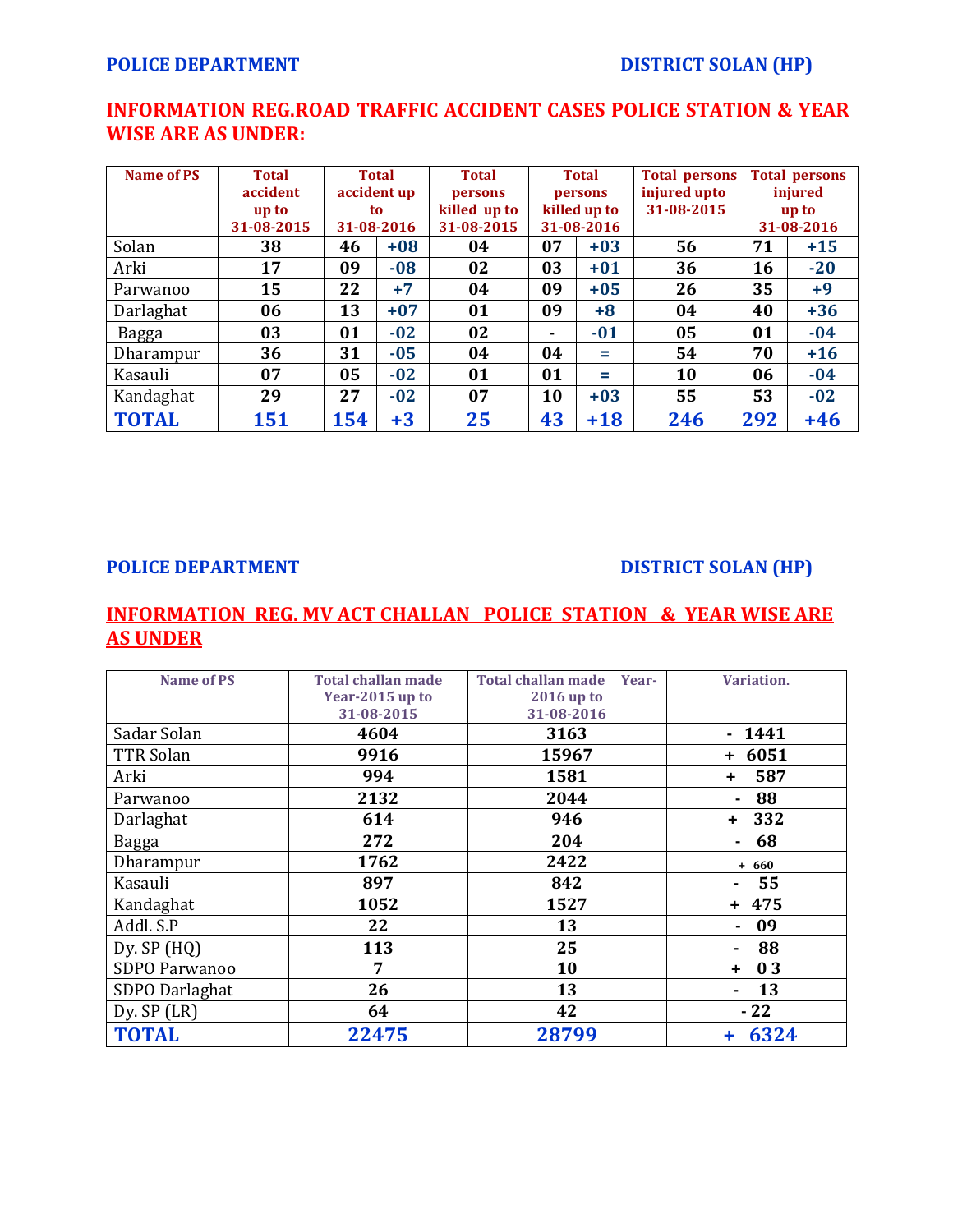**POLICE DEPARTMENT** **DISTRICT SOLAN (HP)**

## INFORMATION REG.ROAD TRAFFIC ACCIDENT CASES POLICE STATION & YEAR WISE ARE AS UNDER:

| Name of PS | Total accident up to 31-08-2015 | Total accident up to 31-08-2016 | | Total persons killed up to 31-08-2015 | Total persons killed up to 31-08-2016 | | Total persons injured upto 31-08-2015 | Total persons injured up to 31-08-2016 | |
|---|---|---|---|---|---|---|---|---|---|
| Solan | 38 | 46 | +08 | 04 | 07 | +03 | 56 | 71 | +15 |
| Arki | 17 | 09 | -08 | 02 | 03 | +01 | 36 | 16 | -20 |
| Parwanoo | 15 | 22 | +7 | 04 | 09 | +05 | 26 | 35 | +9 |
| Darlaghat | 06 | 13 | +07 | 01 | 09 | +8 | 04 | 40 | +36 |
| Bagga | 03 | 01 | -02 | 02 | - | -01 | 05 | 01 | -04 |
| Dharampur | 36 | 31 | -05 | 04 | 04 | = | 54 | 70 | +16 |
| Kasauli | 07 | 05 | -02 | 01 | 01 | = | 10 | 06 | -04 |
| Kandaghat | 29 | 27 | -02 | 07 | 10 | +03 | 55 | 53 | -02 |
| **TOTAL** | **151** | **154** | **+3** | **25** | **43** | **+18** | **246** | **292** | **+46** |

**POLICE DEPARTMENT** **DISTRICT SOLAN (HP)**

## INFORMATION REG. MV ACT CHALLAN POLICE STATION & YEAR WISE ARE AS UNDER

| Name of PS | Total challan made Year-2015 up to 31-08-2015 | Total challan made Year-2016 up to 31-08-2016 | Variation. |
|---|---|---|---|
| Sadar Solan | 4604 | 3163 | - 1441 |
| TTR Solan | 9916 | 15967 | + 6051 |
| Arki | 994 | 1581 | + 587 |
| Parwanoo | 2132 | 2044 | - 88 |
| Darlaghat | 614 | 946 | + 332 |
| Bagga | 272 | 204 | - 68 |
| Dharampur | 1762 | 2422 | + 660 |
| Kasauli | 897 | 842 | - 55 |
| Kandaghat | 1052 | 1527 | + 475 |
| Addl. S.P | 22 | 13 | - 09 |
| Dy. SP (HQ) | 113 | 25 | - 88 |
| SDPO Parwanoo | 7 | 10 | + 03 |
| SDPO Darlaghat | 26 | 13 | - 13 |
| Dy. SP (LR) | 64 | 42 | - 22 |
| **TOTAL** | **22475** | **28799** | **+ 6324** |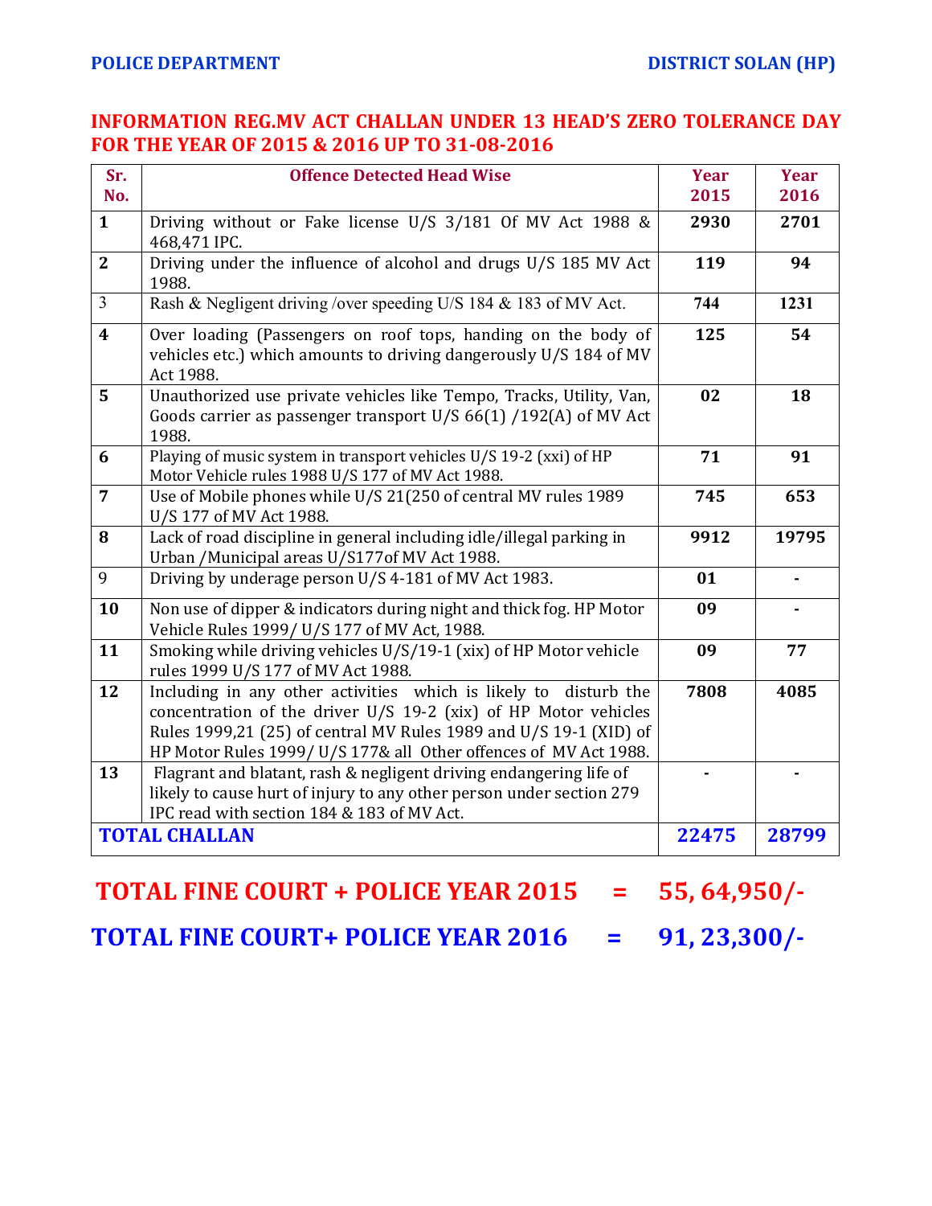**POLICE DEPARTMENT** **DISTRICT SOLAN (HP)**

## INFORMATION REG.MV ACT CHALLAN UNDER 13 HEAD'S ZERO TOLERANCE DAY FOR THE YEAR OF 2015 & 2016 UP TO 31-08-2016

| Sr. No. | Offence Detected Head Wise | Year 2015 | Year 2016 |
|---|---|---|---|
| 1 | Driving without or Fake license U/S 3/181 Of MV Act 1988 & 468,471 IPC. | 2930 | 2701 |
| 2 | Driving under the influence of alcohol and drugs U/S 185 MV Act 1988. | 119 | 94 |
| 3 | Rash & Negligent driving /over speeding U/S 184 & 183 of MV Act. | 744 | 1231 |
| 4 | Over loading (Passengers on roof tops, handing on the body of vehicles etc.) which amounts to driving dangerously U/S 184 of MV Act 1988. | 125 | 54 |
| 5 | Unauthorized use private vehicles like Tempo, Tracks, Utility, Van, Goods carrier as passenger transport U/S 66(1) /192(A) of MV Act 1988. | 02 | 18 |
| 6 | Playing of music system in transport vehicles U/S 19-2 (xxi) of HP Motor Vehicle rules 1988 U/S 177 of MV Act 1988. | 71 | 91 |
| 7 | Use of Mobile phones while U/S 21(250 of central MV rules 1989 U/S 177 of MV Act 1988. | 745 | 653 |
| 8 | Lack of road discipline in general including idle/illegal parking in Urban /Municipal areas U/S177of MV Act 1988. | 9912 | 19795 |
| 9 | Driving by underage person U/S 4-181 of MV Act 1983. | 01 | - |
| 10 | Non use of dipper & indicators during night and thick fog. HP Motor Vehicle Rules 1999/ U/S 177 of MV Act, 1988. | 09 | - |
| 11 | Smoking while driving vehicles U/S/19-1 (xix) of HP Motor vehicle rules 1999 U/S 177 of MV Act 1988. | 09 | 77 |
| 12 | Including in any other activities which is likely to disturb the concentration of the driver U/S 19-2 (xix) of HP Motor vehicles Rules 1999,21 (25) of central MV Rules 1989 and U/S 19-1 (XID) of HP Motor Rules 1999/ U/S 177& all Other offences of MV Act 1988. | 7808 | 4085 |
| 13 | Flagrant and blatant, rash & negligent driving endangering life of likely to cause hurt of injury to any other person under section 279 IPC read with section 184 & 183 of MV Act. | - | - |
| **TOTAL CHALLAN** | | **22475** | **28799** |

**TOTAL FINE COURT + POLICE YEAR 2015 = 55, 64,950/-**

**TOTAL FINE COURT+ POLICE YEAR 2016 = 91, 23,300/-**